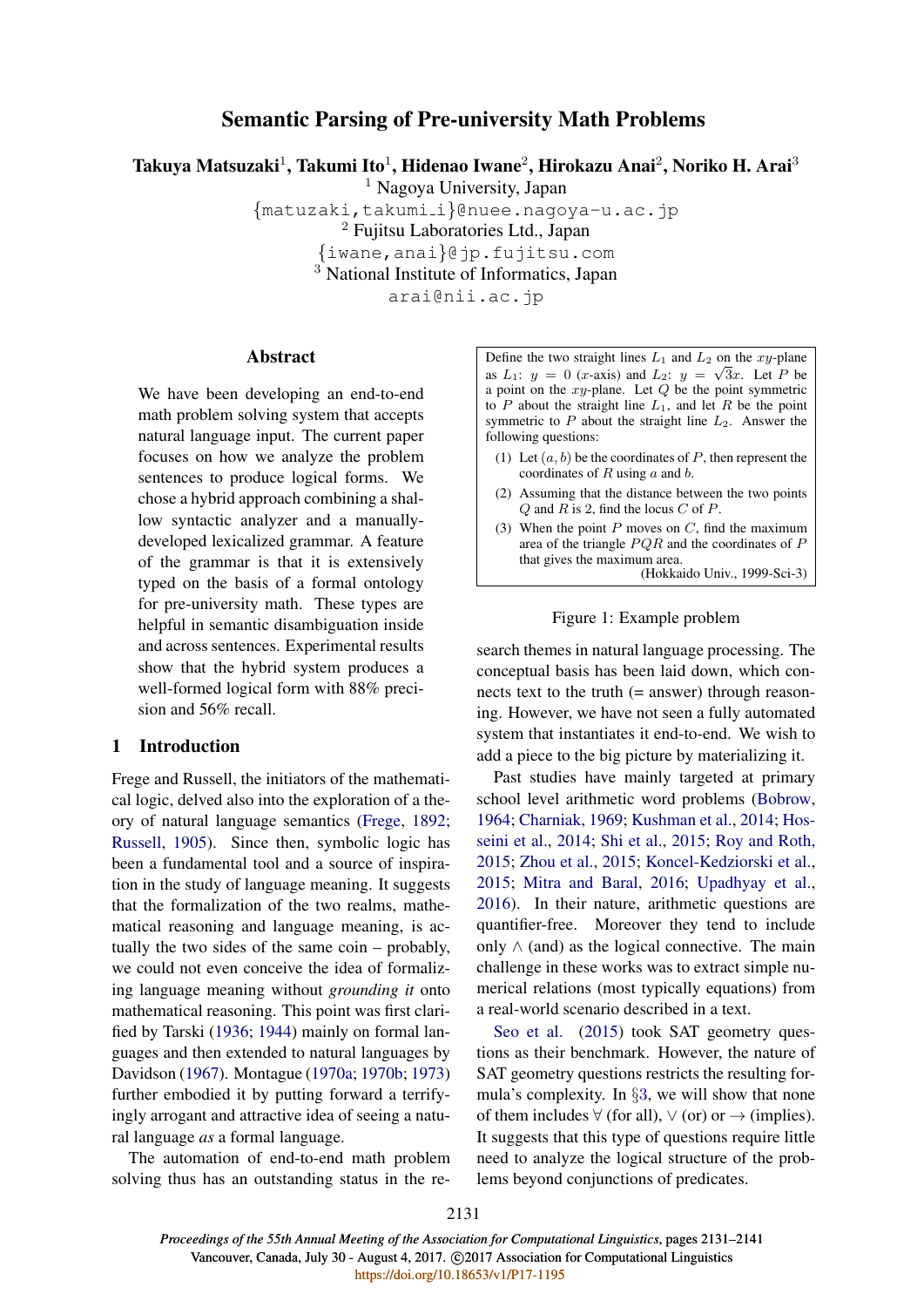# Semantic Parsing of Pre-university Math Problems

**Takuya Matsuzaki**[1], **Takumi Ito**[1], **Hidenao Iwane**[2], **Hirokazu Anai**[2], **Noriko H. Arai**[3]

[1] Nagoya University, Japan
{matuzaki,takumi_i}@nuee.nagoya-u.ac.jp
[2] Fujitsu Laboratories Ltd., Japan
{iwane,anai}@jp.fujitsu.com
[3] National Institute of Informatics, Japan
arai@nii.ac.jp

## Abstract

We have been developing an end-to-end math problem solving system that accepts natural language input. The current paper focuses on how we analyze the problem sentences to produce logical forms. We chose a hybrid approach combining a shallow syntactic analyzer and a manually-developed lexicalized grammar. A feature of the grammar is that it is extensively typed on the basis of a formal ontology for pre-university math. These types are helpful in semantic disambiguation inside and across sentences. Experimental results show that the hybrid system produces a well-formed logical form with 88% precision and 56% recall.

## 1 Introduction

Frege and Russell, the initiators of the mathematical logic, delved also into the exploration of a theory of natural language semantics (Frege, 1892; Russell, 1905). Since then, symbolic logic has been a fundamental tool and a source of inspiration in the study of language meaning. It suggests that the formalization of the two realms, mathematical reasoning and language meaning, is actually the two sides of the same coin – probably, we could not even conceive the idea of formalizing language meaning without *grounding it* onto mathematical reasoning. This point was first clarified by Tarski (1936; 1944) mainly on formal languages and then extended to natural languages by Davidson (1967). Montague (1970a; 1970b; 1973) further embodied it by putting forward a terrifyingly arrogant and attractive idea of seeing a natural language *as* a formal language.

The automation of end-to-end math problem solving thus has an outstanding status in the research themes in natural language processing. The conceptual basis has been laid down, which connects text to the truth (= answer) through reasoning. However, we have not seen a fully automated system that instantiates it end-to-end. We wish to add a piece to the big picture by materializing it.

> Define the two straight lines $L_1$ and $L_2$ on the $xy$-plane as $L_1$: $y = 0$ ($x$-axis) and $L_2$: $y = \sqrt{3}x$. Let $P$ be a point on the $xy$-plane. Let $Q$ be the point symmetric to $P$ about the straight line $L_1$, and let $R$ be the point symmetric to $P$ about the straight line $L_2$. Answer the following questions:
>
> (1) Let $(a, b)$ be the coordinates of $P$, then represent the coordinates of $R$ using $a$ and $b$.
>
> (2) Assuming that the distance between the two points $Q$ and $R$ is 2, find the locus $C$ of $P$.
>
> (3) When the point $P$ moves on $C$, find the maximum area of the triangle $PQR$ and the coordinates of $P$ that gives the maximum area.
>
> (Hokkaido Univ., 1999-Sci-3)

Figure 1: Example problem

Past studies have mainly targeted at primary school level arithmetic word problems (Bobrow, 1964; Charniak, 1969; Kushman et al., 2014; Hosseini et al., 2014; Shi et al., 2015; Roy and Roth, 2015; Zhou et al., 2015; Koncel-Kedziorski et al., 2015; Mitra and Baral, 2016; Upadhyay et al., 2016). In their nature, arithmetic questions are quantifier-free. Moreover they tend to include only $\wedge$ (and) as the logical connective. The main challenge in these works was to extract simple numerical relations (most typically equations) from a real-world scenario described in a text.

Seo et al. (2015) took SAT geometry questions as their benchmark. However, the nature of SAT geometry questions restricts the resulting formula's complexity. In §3, we will show that none of them includes $\forall$ (for all), $\vee$ (or) or $\rightarrow$ (implies). It suggests that this type of questions require little need to analyze the logical structure of the problems beyond conjunctions of predicates.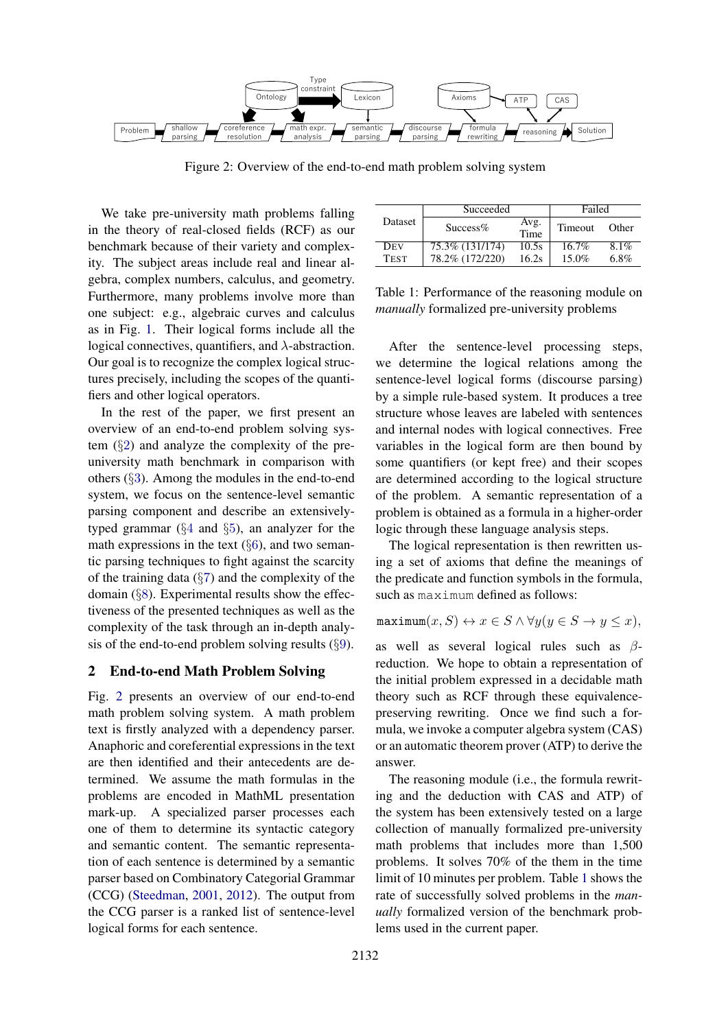Figure 2: Overview of the end-to-end math problem solving system

We take pre-university math problems falling in the theory of real-closed fields (RCF) as our benchmark because of their variety and complexity. The subject areas include real and linear algebra, complex numbers, calculus, and geometry. Furthermore, many problems involve more than one subject: e.g., algebraic curves and calculus as in Fig. 1. Their logical forms include all the logical connectives, quantifiers, and $\lambda$-abstraction. Our goal is to recognize the complex logical structures precisely, including the scopes of the quantifiers and other logical operators.

In the rest of the paper, we first present an overview of an end-to-end problem solving system (§2) and analyze the complexity of the pre-university math benchmark in comparison with others (§3). Among the modules in the end-to-end system, we focus on the sentence-level semantic parsing component and describe an extensively-typed grammar (§4 and §5), an analyzer for the math expressions in the text (§6), and two semantic parsing techniques to fight against the scarcity of the training data (§7) and the complexity of the domain (§8). Experimental results show the effectiveness of the presented techniques as well as the complexity of the task through an in-depth analysis of the end-to-end problem solving results (§9).

## 2 End-to-end Math Problem Solving

Fig. 2 presents an overview of our end-to-end math problem solving system. A math problem text is firstly analyzed with a dependency parser. Anaphoric and coreferential expressions in the text are then identified and their antecedents are determined. We assume the math formulas in the problems are encoded in MathML presentation mark-up. A specialized parser processes each one of them to determine its syntactic category and semantic content. The semantic representation of each sentence is determined by a semantic parser based on Combinatory Categorial Grammar (CCG) (Steedman, 2001, 2012). The output from the CCG parser is a ranked list of sentence-level logical forms for each sentence.

| Dataset | Succeeded | | Failed | |
|---|---|---|---|---|
| | Success% | Avg. Time | Timeout | Other |
| DEV | 75.3% (131/174) | 10.5s | 16.7% | 8.1% |
| TEST | 78.2% (172/220) | 16.2s | 15.0% | 6.8% |

Table 1: Performance of the reasoning module on *manually* formalized pre-university problems

After the sentence-level processing steps, we determine the logical relations among the sentence-level logical forms (discourse parsing) by a simple rule-based system. It produces a tree structure whose leaves are labeled with sentences and internal nodes with logical connectives. Free variables in the logical form are then bound by some quantifiers (or kept free) and their scopes are determined according to the logical structure of the problem. A semantic representation of a problem is obtained as a formula in a higher-order logic through these language analysis steps.

The logical representation is then rewritten using a set of axioms that define the meanings of the predicate and function symbols in the formula, such as `maximum` defined as follows:

$$\texttt{maximum}(x, S) \leftrightarrow x \in S \wedge \forall y (y \in S \rightarrow y \leq x),$$

as well as several logical rules such as $\beta$-reduction. We hope to obtain a representation of the initial problem expressed in a decidable math theory such as RCF through these equivalence-preserving rewriting. Once we find such a formula, we invoke a computer algebra system (CAS) or an automatic theorem prover (ATP) to derive the answer.

The reasoning module (i.e., the formula rewriting and the deduction with CAS and ATP) of the system has been extensively tested on a large collection of manually formalized pre-university math problems that includes more than 1,500 problems. It solves 70% of the them in the time limit of 10 minutes per problem. Table 1 shows the rate of successfully solved problems in the *manually* formalized version of the benchmark problems used in the current paper.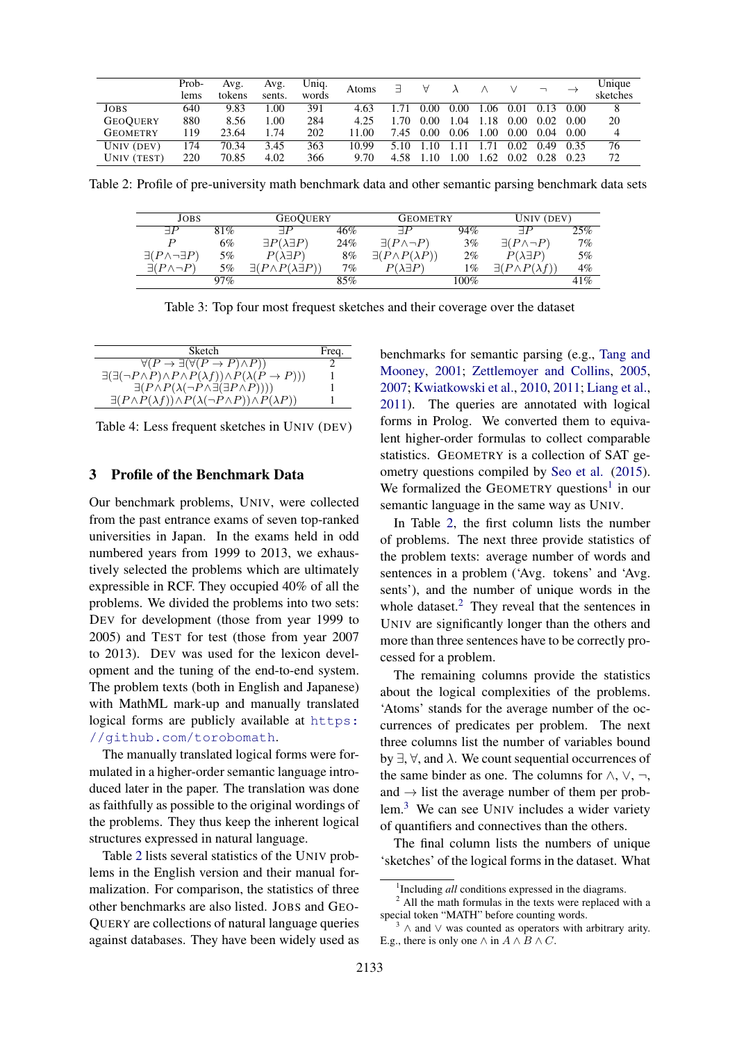| | Prob-lems | Avg. tokens | Avg. sents. | Uniq. words | Atoms | $\exists$ | $\forall$ | $\lambda$ | $\wedge$ | $\vee$ | $\neg$ | $\to$ | Unique sketches |
|---|---|---|---|---|---|---|---|---|---|---|---|---|---|
| JOBS | 640 | 9.83 | 1.00 | 391 | 4.63 | 1.71 | 0.00 | 0.00 | 1.06 | 0.01 | 0.13 | 0.00 | 8 |
| GEOQUERY | 880 | 8.56 | 1.00 | 284 | 4.25 | 1.70 | 0.00 | 1.04 | 1.18 | 0.00 | 0.02 | 0.00 | 20 |
| GEOMETRY | 119 | 23.64 | 1.74 | 202 | 11.00 | 7.45 | 0.00 | 0.06 | 1.00 | 0.00 | 0.04 | 0.00 | 4 |
| UNIV (DEV) | 174 | 70.34 | 3.45 | 363 | 10.99 | 5.10 | 1.10 | 1.11 | 1.71 | 0.02 | 0.49 | 0.35 | 76 |
| UNIV (TEST) | 220 | 70.85 | 4.02 | 366 | 9.70 | 4.58 | 1.10 | 1.00 | 1.62 | 0.02 | 0.28 | 0.23 | 72 |

Table 2: Profile of pre-university math benchmark data and other semantic parsing benchmark data sets

| JOBS | | GEOQUERY | | GEOMETRY | | UNIV (DEV) | |
|---|---|---|---|---|---|---|---|
| $\exists P$ | 81% | $\exists P$ | 46% | $\exists P$ | 94% | $\exists P$ | 25% |
| $P$ | 6% | $\exists P(\lambda \exists P)$ | 24% | $\exists(P \wedge \neg P)$ | 3% | $\exists(P \wedge \neg P)$ | 7% |
| $\exists(P \wedge \neg \exists P)$ | 5% | $P(\lambda \exists P)$ | 8% | $\exists(P \wedge P(\lambda P))$ | 2% | $P(\lambda \exists P)$ | 5% |
| $\exists(P \wedge \neg P)$ | 5% | $\exists(P \wedge P(\lambda \exists P))$ | 7% | $P(\lambda \exists P)$ | 1% | $\exists(P \wedge P(\lambda f))$ | 4% |
| | 97% | | 85% | | 100% | | 41% |

Table 3: Top four most frequest sketches and their coverage over the dataset

| Sketch | Freq. |
|---|---|
| $\forall(P \to \exists(\forall(P \to P) \wedge P))$ | 2 |
| $\exists(\exists(\neg P \wedge P) \wedge P \wedge P(\lambda f)) \wedge P(\lambda(P \to P)))$ | 1 |
| $\exists(P \wedge P(\lambda(\neg P \wedge \exists(\exists P \wedge P))))$ | 1 |
| $\exists(P \wedge P(\lambda f)) \wedge P(\lambda(\neg P \wedge P)) \wedge P(\lambda P))$ | 1 |

Table 4: Less frequent sketches in UNIV (DEV)

## 3 Profile of the Benchmark Data

Our benchmark problems, UNIV, were collected from the past entrance exams of seven top-ranked universities in Japan. In the exams held in odd numbered years from 1999 to 2013, we exhaustively selected the problems which are ultimately expressible in RCF. They occupied 40% of all the problems. We divided the problems into two sets: DEV for development (those from year 1999 to 2005) and TEST for test (those from year 2007 to 2013). DEV was used for the lexicon development and the tuning of the end-to-end system. The problem texts (both in English and Japanese) with MathML mark-up and manually translated logical forms are publicly available at https://github.com/torobomath.

The manually translated logical forms were formulated in a higher-order semantic language introduced later in the paper. The translation was done as faithfully as possible to the original wordings of the problems. They thus keep the inherent logical structures expressed in natural language.

Table 2 lists several statistics of the UNIV problems in the English version and their manual formalization. For comparison, the statistics of three other benchmarks are also listed. JOBS and GEOQUERY are collections of natural language queries against databases. They have been widely used as benchmarks for semantic parsing (e.g., Tang and Mooney, 2001; Zettlemoyer and Collins, 2005, 2007; Kwiatkowski et al., 2010, 2011; Liang et al., 2011). The queries are annotated with logical forms in Prolog. We converted them to equivalent higher-order formulas to collect comparable statistics. GEOMETRY is a collection of SAT geometry questions compiled by Seo et al. (2015). We formalized the GEOMETRY questions[1] in our semantic language in the same way as UNIV.

In Table 2, the first column lists the number of problems. The next three provide statistics of the problem texts: average number of words and sentences in a problem ('Avg. tokens' and 'Avg. sents'), and the number of unique words in the whole dataset.[2] They reveal that the sentences in UNIV are significantly longer than the others and more than three sentences have to be correctly processed for a problem.

The remaining columns provide the statistics about the logical complexities of the problems. 'Atoms' stands for the average number of the occurrences of predicates per problem. The next three columns list the number of variables bound by $\exists$, $\forall$, and $\lambda$. We count sequential occurrences of the same binder as one. The columns for $\wedge$, $\vee$, $\neg$, and $\to$ list the average number of them per problem.[3] We can see UNIV includes a wider variety of quantifiers and connectives than the others.

The final column lists the numbers of unique 'sketches' of the logical forms in the dataset. What

[1] Including *all* conditions expressed in the diagrams.

[2] All the math formulas in the texts were replaced with a special token "MATH" before counting words.

[3] $\wedge$ and $\vee$ was counted as operators with arbitrary arity. E.g., there is only one $\wedge$ in $A \wedge B \wedge C$.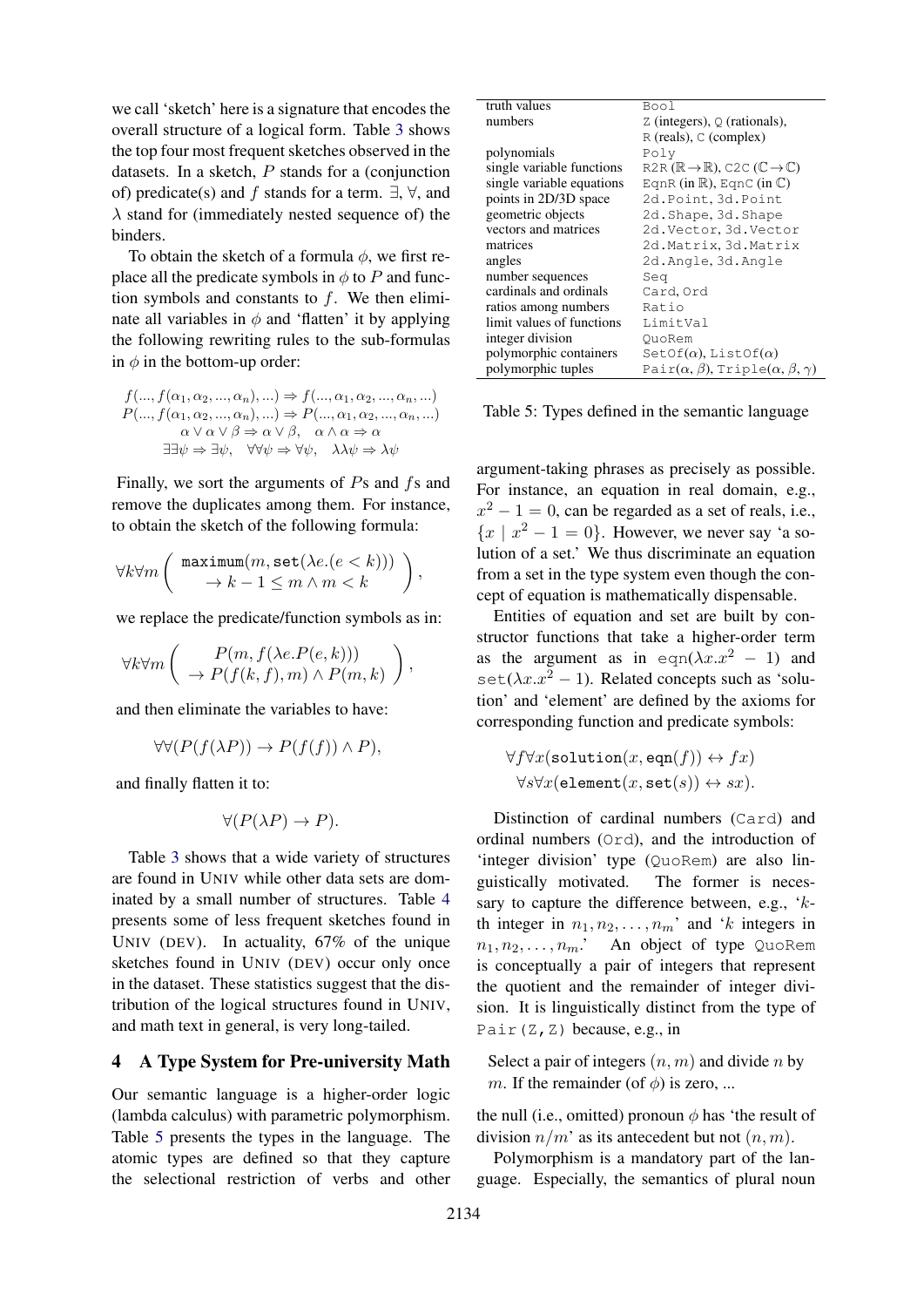we call 'sketch' here is a signature that encodes the overall structure of a logical form. Table 3 shows the top four most frequent sketches observed in the datasets. In a sketch, $P$ stands for a (conjunction of) predicate(s) and $f$ stands for a term. $\exists$, $\forall$, and $\lambda$ stand for (immediately nested sequence of) the binders.

To obtain the sketch of a formula $\phi$, we first replace all the predicate symbols in $\phi$ to $P$ and function symbols and constants to $f$. We then eliminate all variables in $\phi$ and 'flatten' it by applying the following rewriting rules to the sub-formulas in $\phi$ in the bottom-up order:

$$f(..., f(\alpha_1, \alpha_2, ..., \alpha_n), ...) \Rightarrow f(..., \alpha_1, \alpha_2, ..., \alpha_n, ...)$$
$$P(..., f(\alpha_1, \alpha_2, ..., \alpha_n), ...) \Rightarrow P(..., \alpha_1, \alpha_2, ..., \alpha_n, ...)$$
$$\alpha \vee \alpha \vee \beta \Rightarrow \alpha \vee \beta, \quad \alpha \wedge \alpha \Rightarrow \alpha$$
$$\exists\exists\psi \Rightarrow \exists\psi, \quad \forall\forall\psi \Rightarrow \forall\psi, \quad \lambda\lambda\psi \Rightarrow \lambda\psi$$

Finally, we sort the arguments of $P$s and $f$s and remove the duplicates among them. For instance, to obtain the sketch of the following formula:

$$\forall k \forall m \left( \begin{array}{c} \texttt{maximum}(m, \texttt{set}(\lambda e.(e < k))) \\ \rightarrow k - 1 \leq m \wedge m < k \end{array} \right),$$

we replace the predicate/function symbols as in:

$$\forall k \forall m \left( \begin{array}{c} P(m, f(\lambda e.P(e, k))) \\ \rightarrow P(f(k, f), m) \wedge P(m, k) \end{array} \right),$$

and then eliminate the variables to have:

$$\forall\forall(P(f(\lambda P)) \rightarrow P(f(f)) \wedge P),$$

and finally flatten it to:

$$\forall(P(\lambda P) \rightarrow P).$$

Table 3 shows that a wide variety of structures are found in UNIV while other data sets are dominated by a small number of structures. Table 4 presents some of less frequent sketches found in UNIV (DEV). In actuality, 67% of the unique sketches found in UNIV (DEV) occur only once in the dataset. These statistics suggest that the distribution of the logical structures found in UNIV, and math text in general, is very long-tailed.

## 4 A Type System for Pre-university Math

Our semantic language is a higher-order logic (lambda calculus) with parametric polymorphism. Table 5 presents the types in the language. The atomic types are defined so that they capture the selectional restriction of verbs and other

| | |
|---|---|
| truth values | `Bool` |
| numbers | `Z` (integers), `Q` (rationals), `R` (reals), `C` (complex) |
| polynomials | `Poly` |
| single variable functions | `R2R` ($\mathbb{R} \rightarrow \mathbb{R}$), `C2C` ($\mathbb{C} \rightarrow \mathbb{C}$) |
| single variable equations | `EqnR` (in $\mathbb{R}$), `EqnC` (in $\mathbb{C}$) |
| points in 2D/3D space | `2d.Point`, `3d.Point` |
| geometric objects | `2d.Shape`, `3d.Shape` |
| vectors and matrices | `2d.Vector`, `3d.Vector` |
| matrices | `2d.Matrix`, `3d.Matrix` |
| angles | `2d.Angle`, `3d.Angle` |
| number sequences | `Seq` |
| cardinals and ordinals | `Card`, `Ord` |
| ratios among numbers | `Ratio` |
| limit values of functions | `LimitVal` |
| integer division | `QuoRem` |
| polymorphic containers | `SetOf`($\alpha$), `ListOf`($\alpha$) |
| polymorphic tuples | `Pair`($\alpha$, $\beta$), `Triple`($\alpha$, $\beta$, $\gamma$) |

Table 5: Types defined in the semantic language

argument-taking phrases as precisely as possible. For instance, an equation in real domain, e.g., $x^2 - 1 = 0$, can be regarded as a set of reals, i.e., $\{x \mid x^2 - 1 = 0\}$. However, we never say 'a solution of a set.' We thus discriminate an equation from a set in the type system even though the concept of equation is mathematically dispensable.

Entities of equation and set are built by constructor functions that take a higher-order term as the argument as in $\texttt{eqn}(\lambda x.x^2 - 1)$ and $\texttt{set}(\lambda x.x^2 - 1)$. Related concepts such as 'solution' and 'element' are defined by the axioms for corresponding function and predicate symbols:

$$\forall f \forall x(\texttt{solution}(x, \texttt{eqn}(f)) \leftrightarrow fx)$$
$$\forall s \forall x(\texttt{element}(x, \texttt{set}(s)) \leftrightarrow sx).$$

Distinction of cardinal numbers (`Card`) and ordinal numbers (`Ord`), and the introduction of 'integer division' type (`QuoRem`) are also linguistically motivated. The former is necessary to capture the difference between, e.g., '$k$-th integer in $n_1, n_2, \ldots, n_m$' and '$k$ integers in $n_1, n_2, \ldots, n_m$.' An object of type `QuoRem` is conceptually a pair of integers that represent the quotient and the remainder of integer division. It is linguistically distinct from the type of `Pair(Z,Z)` because, e.g., in

> Select a pair of integers $(n, m)$ and divide $n$ by $m$. If the remainder (of $\phi$) is zero, ...

the null (i.e., omitted) pronoun $\phi$ has 'the result of division $n/m$' as its antecedent but not $(n, m)$.

Polymorphism is a mandatory part of the language. Especially, the semantics of plural noun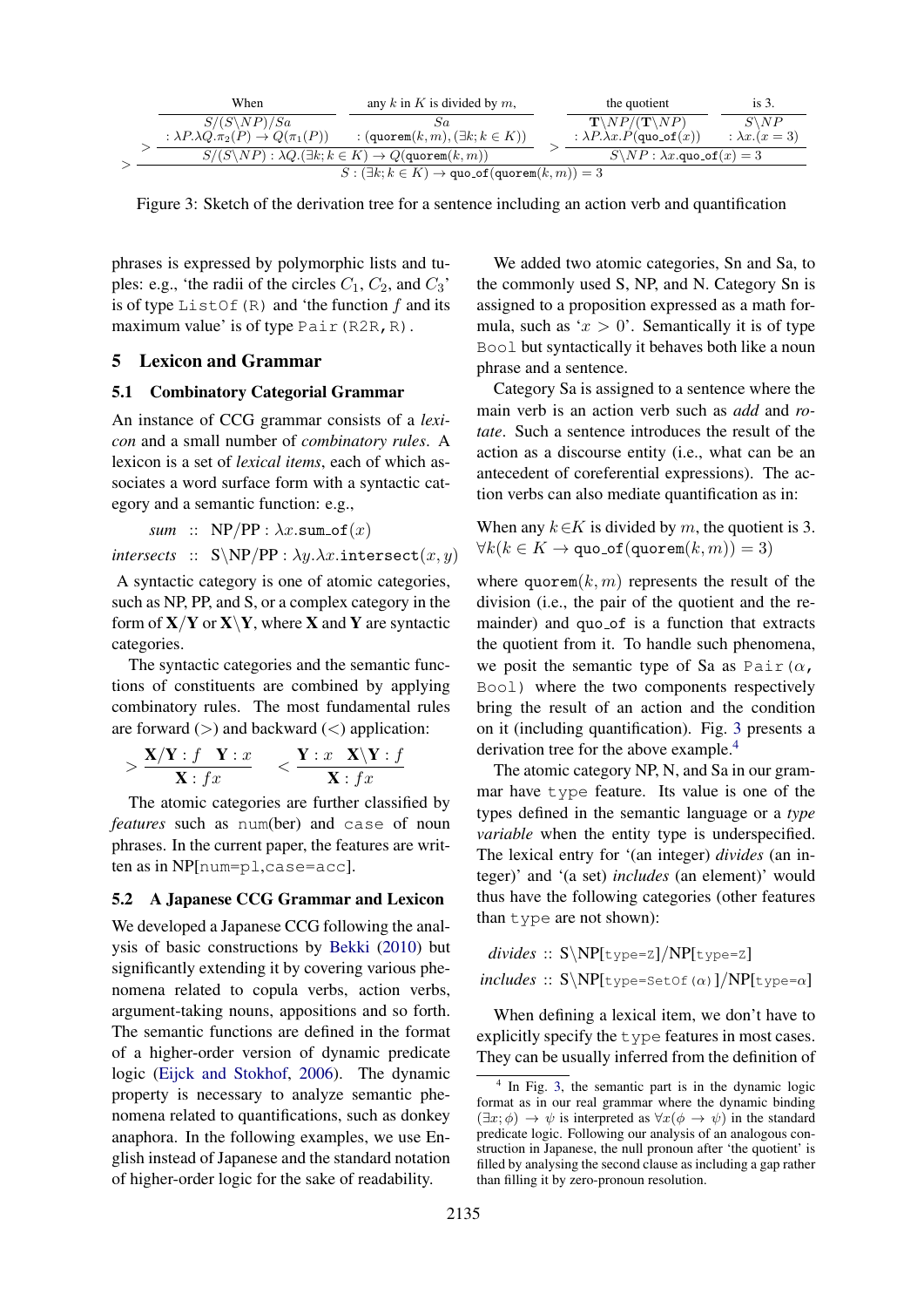$$
\cfrac{
  \cfrac{
    \cfrac{\text{When}}{S/(S\backslash NP)/Sa : \lambda P.\lambda Q.\pi_2(P) \to Q(\pi_1(P))}
    \quad
    \cfrac{\text{any } k \text{ in } K \text{ is divided by } m,}{Sa : (\texttt{quorem}(k,m), (\exists k; k \in K))}
  }{S/(S\backslash NP) : \lambda Q.(\exists k; k \in K) \to Q(\texttt{quorem}(k,m))} >
  \quad
  \cfrac{
    \cfrac{\text{the quotient}}{\mathbf{T}\backslash NP/(\mathbf{T}\backslash NP) : \lambda P.\lambda x.P(\texttt{quo\_of}(x))}
    \quad
    \cfrac{\text{is 3.}}{S\backslash NP : \lambda x.(x = 3)}
  }{S\backslash NP : \lambda x.\texttt{quo\_of}(x) = 3} >
}{S : (\exists k; k \in K) \to \texttt{quo\_of}(\texttt{quorem}(k,m)) = 3} >
$$

Figure 3: Sketch of the derivation tree for a sentence including an action verb and quantification

phrases is expressed by polymorphic lists and tuples: e.g., 'the radii of the circles $C_1$, $C_2$, and $C_3$' is of type `ListOf(R)` and 'the function $f$ and its maximum value' is of type `Pair(R2R,R)`.

## 5 Lexicon and Grammar

### 5.1 Combinatory Categorial Grammar

An instance of CCG grammar consists of a *lexicon* and a small number of *combinatory rules*. A lexicon is a set of *lexical items*, each of which associates a word surface form with a syntactic category and a semantic function: e.g.,

$$\textit{sum} \;::\; \text{NP/PP} : \lambda x.\texttt{sum\_of}(x)$$

$$\textit{intersects} \;::\; \text{S}\backslash\text{NP/PP} : \lambda y.\lambda x.\texttt{intersect}(x,y)$$

A syntactic category is one of atomic categories, such as NP, PP, and S, or a complex category in the form of $\mathbf{X}/\mathbf{Y}$ or $\mathbf{X}\backslash\mathbf{Y}$, where $\mathbf{X}$ and $\mathbf{Y}$ are syntactic categories.

The syntactic categories and the semantic functions of constituents are combined by applying combinatory rules. The most fundamental rules are forward ($>$) and backward ($<$) application:

$$> \frac{\mathbf{X}/\mathbf{Y} : f \quad \mathbf{Y} : x}{\mathbf{X} : fx} \qquad < \frac{\mathbf{Y} : x \quad \mathbf{X}\backslash\mathbf{Y} : f}{\mathbf{X} : fx}$$

The atomic categories are further classified by *features* such as `num`(ber) and `case` of noun phrases. In the current paper, the features are written as in NP[`num=pl`,`case=acc`].

### 5.2 A Japanese CCG Grammar and Lexicon

We developed a Japanese CCG following the analysis of basic constructions by Bekki (2010) but significantly extending it by covering various phenomena related to copula verbs, action verbs, argument-taking nouns, appositions and so forth. The semantic functions are defined in the format of a higher-order version of dynamic predicate logic (Eijck and Stokhof, 2006). The dynamic property is necessary to analyze semantic phenomena related to quantifications, such as donkey anaphora. In the following examples, we use English instead of Japanese and the standard notation of higher-order logic for the sake of readability.

We added two atomic categories, Sn and Sa, to the commonly used S, NP, and N. Category Sn is assigned to a proposition expressed as a math formula, such as '$x > 0$'. Semantically it is of type `Bool` but syntactically it behaves both like a noun phrase and a sentence.

Category Sa is assigned to a sentence where the main verb is an action verb such as *add* and *rotate*. Such a sentence introduces the result of the action as a discourse entity (i.e., what can be an antecedent of coreferential expressions). The action verbs can also mediate quantification as in:

When any $k \in K$ is divided by $m$, the quotient is 3.
$\forall k(k \in K \to \texttt{quo\_of}(\texttt{quorem}(k,m)) = 3)$

where $\texttt{quorem}(k,m)$ represents the result of the division (i.e., the pair of the quotient and the remainder) and `quo_of` is a function that extracts the quotient from it. To handle such phenomena, we posit the semantic type of Sa as `Pair(`$\alpha$`, Bool)` where the two components respectively bring the result of an action and the condition on it (including quantification). Fig. 3 presents a derivation tree for the above example.[4]

The atomic category NP, N, and Sa in our grammar have `type` feature. Its value is one of the types defined in the semantic language or a *type variable* when the entity type is underspecified. The lexical entry for '(an integer) *divides* (an integer)' and '(a set) *includes* (an element)' would thus have the following categories (other features than `type` are not shown):

$$\textit{divides} :: \text{S}\backslash\text{NP}[\texttt{type=Z}]/\text{NP}[\texttt{type=Z}]$$

$$\textit{includes} :: \text{S}\backslash\text{NP}[\texttt{type=SetOf}(\alpha)]/\text{NP}[\texttt{type=}\alpha]$$

When defining a lexical item, we don't have to explicitly specify the `type` features in most cases. They can be usually inferred from the definition of

[4] In Fig. 3, the semantic part is in the dynamic logic format as in our real grammar where the dynamic binding $(\exists x; \phi) \to \psi$ is interpreted as $\forall x(\phi \to \psi)$ in the standard predicate logic. Following our analysis of an analogous construction in Japanese, the null pronoun after 'the quotient' is filled by analysing the second clause as including a gap rather than filling it by zero-pronoun resolution.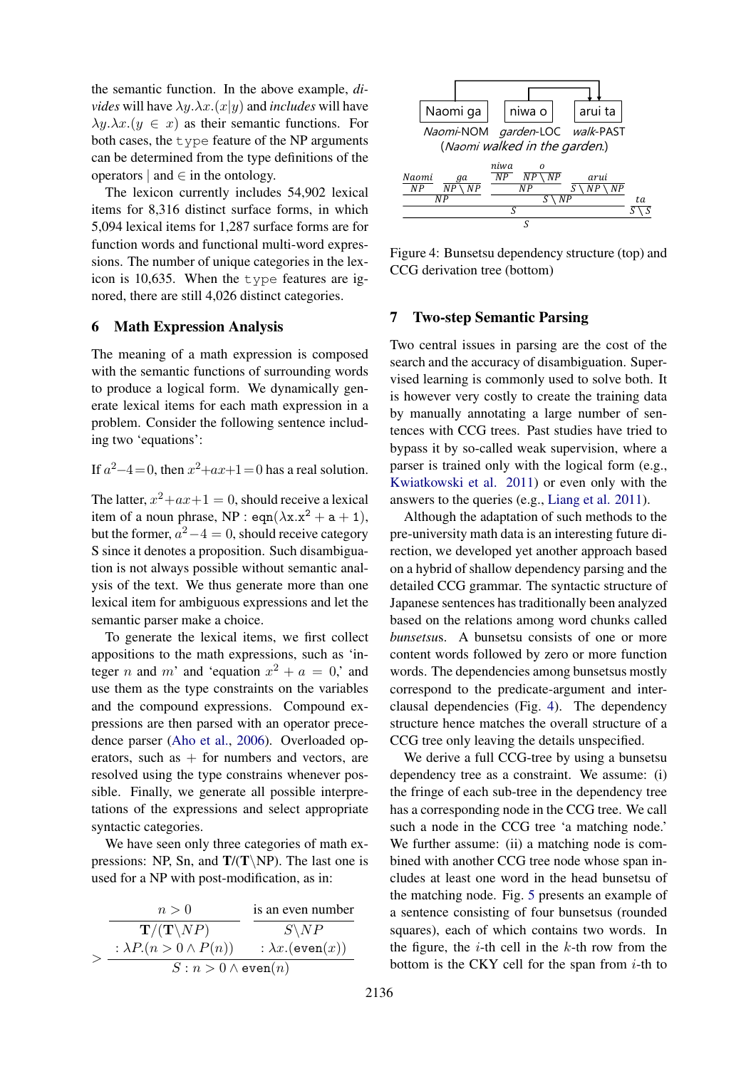the semantic function. In the above example, *divides* will have $\lambda y.\lambda x.(x|y)$ and *includes* will have $\lambda y.\lambda x.(y \in x)$ as their semantic functions. For both cases, the type feature of the NP arguments can be determined from the type definitions of the operators $|$ and $\in$ in the ontology.

The lexicon currently includes 54,902 lexical items for 8,316 distinct surface forms, in which 5,094 lexical items for 1,287 surface forms are for function words and functional multi-word expressions. The number of unique categories in the lexicon is 10,635. When the type features are ignored, there are still 4,026 distinct categories.

## 6 Math Expression Analysis

The meaning of a math expression is composed with the semantic functions of surrounding words to produce a logical form. We dynamically generate lexical items for each math expression in a problem. Consider the following sentence including two 'equations':

If $a^2-4=0$, then $x^2+ax+1=0$ has a real solution.

The latter, $x^2+ax+1 = 0$, should receive a lexical item of a noun phrase, NP : $\mathtt{eqn}(\lambda \mathtt{x}.\mathtt{x}^2 + \mathtt{a} + \mathtt{1})$, but the former, $a^2-4 = 0$, should receive category S since it denotes a proposition. Such disambiguation is not always possible without semantic analysis of the text. We thus generate more than one lexical item for ambiguous expressions and let the semantic parser make a choice.

To generate the lexical items, we first collect appositions to the math expressions, such as 'integer $n$ and $m$' and 'equation $x^2 + a = 0$,' and use them as the type constraints on the variables and the compound expressions. Compound expressions are then parsed with an operator precedence parser (Aho et al., 2006). Overloaded operators, such as $+$ for numbers and vectors, are resolved using the type constrains whenever possible. Finally, we generate all possible interpretations of the expressions and select appropriate syntactic categories.

We have seen only three categories of math expressions: NP, Sn, and $\mathbf{T}/(\mathbf{T}\backslash\mathrm{NP})$. The last one is used for a NP with post-modification, as in:

$$\dfrac{\dfrac{n>0}{\mathbf{T}/(\mathbf{T}\backslash NP) : \lambda P.(n>0 \wedge P(n))} \quad \dfrac{\text{is an even number}}{S\backslash NP : \lambda x.(\mathtt{even}(x))}}{S : n>0 \wedge \mathtt{even}(n)}>$$

Naomi ga — niwa o — arui ta

*Naomi*-NOM *garden*-LOC *walk*-PAST

(*Naomi walked in the garden.*)

$$\dfrac{\dfrac{\dfrac{\textit{Naomi}}{NP} \quad \dfrac{\textit{ga}}{NP\backslash NP}}{NP} \quad \dfrac{\dfrac{\dfrac{\textit{niwa}}{NP} \quad \dfrac{\textit{o}}{NP\backslash NP}}{NP} \quad \dfrac{\textit{arui}}{S\backslash NP\backslash NP}}{S\backslash NP}}{S} \quad \dfrac{\textit{ta}}{S\backslash S}$$
$$\Rightarrow S$$

Figure 4: Bunsetsu dependency structure (top) and CCG derivation tree (bottom)

## 7 Two-step Semantic Parsing

Two central issues in parsing are the cost of the search and the accuracy of disambiguation. Supervised learning is commonly used to solve both. It is however very costly to create the training data by manually annotating a large number of sentences with CCG trees. Past studies have tried to bypass it by so-called weak supervision, where a parser is trained only with the logical form (e.g., Kwiatkowski et al. 2011) or even only with the answers to the queries (e.g., Liang et al. 2011).

Although the adaptation of such methods to the pre-university math data is an interesting future direction, we developed yet another approach based on a hybrid of shallow dependency parsing and the detailed CCG grammar. The syntactic structure of Japanese sentences has traditionally been analyzed based on the relations among word chunks called *bunsetsu*s. A bunsetsu consists of one or more content words followed by zero or more function words. The dependencies among bunsetsus mostly correspond to the predicate-argument and interclausal dependencies (Fig. 4). The dependency structure hence matches the overall structure of a CCG tree only leaving the details unspecified.

We derive a full CCG-tree by using a bunsetsu dependency tree as a constraint. We assume: (i) the fringe of each sub-tree in the dependency tree has a corresponding node in the CCG tree. We call such a node in the CCG tree 'a matching node.' We further assume: (ii) a matching node is combined with another CCG tree node whose span includes at least one word in the head bunsetsu of the matching node. Fig. 5 presents an example of a sentence consisting of four bunsetsus (rounded squares), each of which contains two words. In the figure, the $i$-th cell in the $k$-th row from the bottom is the CKY cell for the span from $i$-th to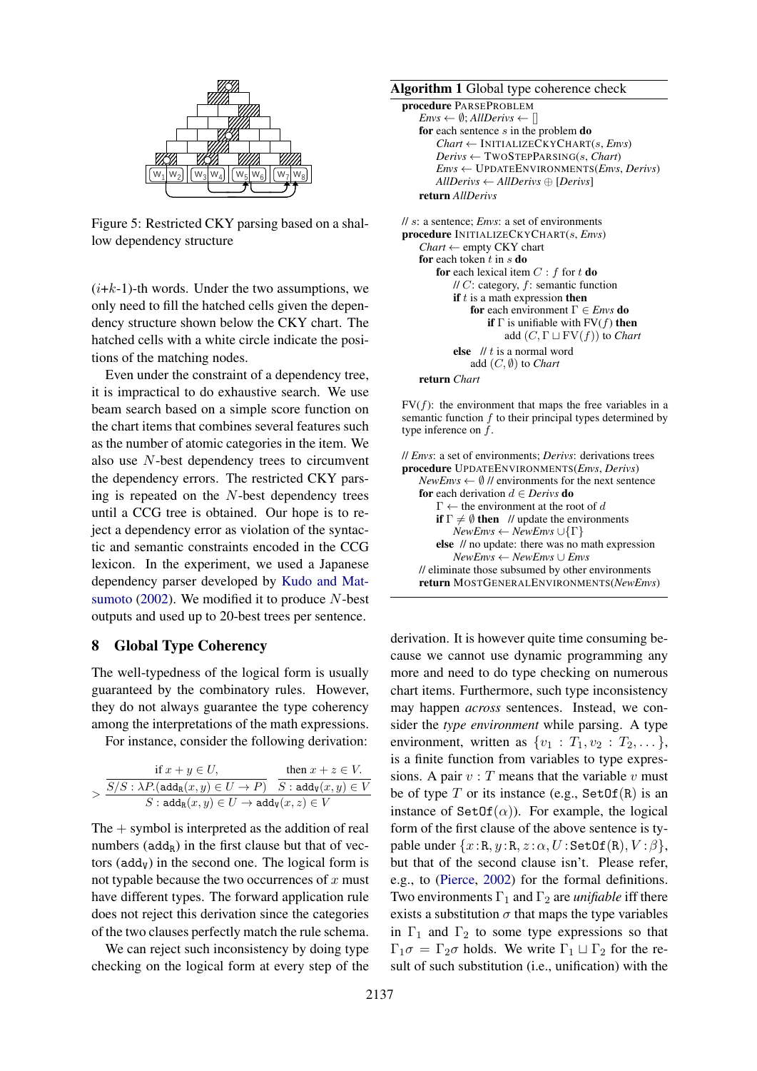Figure 5: Restricted CKY parsing based on a shallow dependency structure

($i$+$k$-1)-th words. Under the two assumptions, we only need to fill the hatched cells given the dependency structure shown below the CKY chart. The hatched cells with a white circle indicate the positions of the matching nodes.

Even under the constraint of a dependency tree, it is impractical to do exhaustive search. We use beam search based on a simple score function on the chart items that combines several features such as the number of atomic categories in the item. We also use $N$-best dependency trees to circumvent the dependency errors. The restricted CKY parsing is repeated on the $N$-best dependency trees until a CCG tree is obtained. Our hope is to reject a dependency error as violation of the syntactic and semantic constraints encoded in the CCG lexicon. In the experiment, we used a Japanese dependency parser developed by Kudo and Matsumoto (2002). We modified it to produce $N$-best outputs and used up to 20-best trees per sentence.

## 8 Global Type Coherency

The well-typedness of the logical form is usually guaranteed by the combinatory rules. However, they do not always guarantee the type coherency among the interpretations of the math expressions.

For instance, consider the following derivation:

$$
\dfrac{\dfrac{\text{if } x+y \in U,}{S/S : \lambda P.(\mathtt{add_R}(x,y) \in U \to P)} \quad \dfrac{\text{then } x+z \in V.}{S : \mathtt{add_V}(x,z) \in V}}{S : \mathtt{add_R}(x,y) \in U \to \mathtt{add_V}(x,z) \in V} >
$$

The $+$ symbol is interpreted as the addition of real numbers ($\mathtt{add_R}$) in the first clause but that of vectors ($\mathtt{add_V}$) in the second one. The logical form is not typable because the two occurrences of $x$ must have different types. The forward application rule does not reject this derivation since the categories of the two clauses perfectly match the rule schema.

We can reject such inconsistency by doing type checking on the logical form at every step of the derivation. It is however quite time consuming because we cannot use dynamic programming any more and need to do type checking on numerous chart items. Furthermore, such type inconsistency may happen *across* sentences. Instead, we consider the *type environment* while parsing. A type environment, written as $\{v_1 : T_1, v_2 : T_2, \dots\}$, is a finite function from variables to type expressions. A pair $v : T$ means that the variable $v$ must be of type $T$ or its instance (e.g., $\mathtt{SetOf(R)}$ is an instance of $\mathtt{SetOf}(\alpha)$). For example, the logical form of the first clause of the above sentence is typable under $\{x : \mathtt{R}, y : \mathtt{R}, z : \alpha, U : \mathtt{SetOf(R)}, V : \beta\}$, but that of the second clause isn't. Please refer, e.g., to (Pierce, 2002) for the formal definitions. Two environments $\Gamma_1$ and $\Gamma_2$ are *unifiable* iff there exists a substitution $\sigma$ that maps the type variables in $\Gamma_1$ and $\Gamma_2$ to some type expressions so that $\Gamma_1\sigma = \Gamma_2\sigma$ holds. We write $\Gamma_1 \sqcup \Gamma_2$ for the result of such substitution (i.e., unification) with the

**Algorithm 1** Global type coherence check

```
procedure ParseProblem
    Envs ← ∅; AllDerivs ← []
    for each sentence s in the problem do
        Chart ← InitializeCKYChart(s, Envs)
        Derivs ← TwoStepParsing(s, Chart)
        Envs ← UpdateEnvironments(Envs, Derivs)
        AllDerivs ← AllDerivs ⊕ [Derivs]
    return AllDerivs

// s: a sentence; Envs: a set of environments
procedure InitializeCKYChart(s, Envs)
    Chart ← empty CKY chart
    for each token t in s do
        for each lexical item C : f for t do
            // C: category, f: semantic function
            if t is a math expression then
                for each environment Γ ∈ Envs do
                    if Γ is unifiable with FV(f) then
                        add (C, Γ ⊔ FV(f)) to Chart
            else   // t is a normal word
                add (C, ∅) to Chart
    return Chart
```

FV($f$): the environment that maps the free variables in a semantic function $f$ to their principal types determined by type inference on $f$.

```
// Envs: a set of environments; Derivs: derivations trees
procedure UpdateEnvironments(Envs, Derivs)
    NewEnvs ← ∅ // environments for the next sentence
    for each derivation d ∈ Derivs do
        Γ ← the environment at the root of d
        if Γ ≠ ∅ then   // update the environments
            NewEnvs ← NewEnvs ∪ {Γ}
        else   // no update: there was no math expression
            NewEnvs ← NewEnvs ∪ Envs
    // eliminate those subsumed by other environments
    return MostGeneralEnvironments(NewEnvs)
```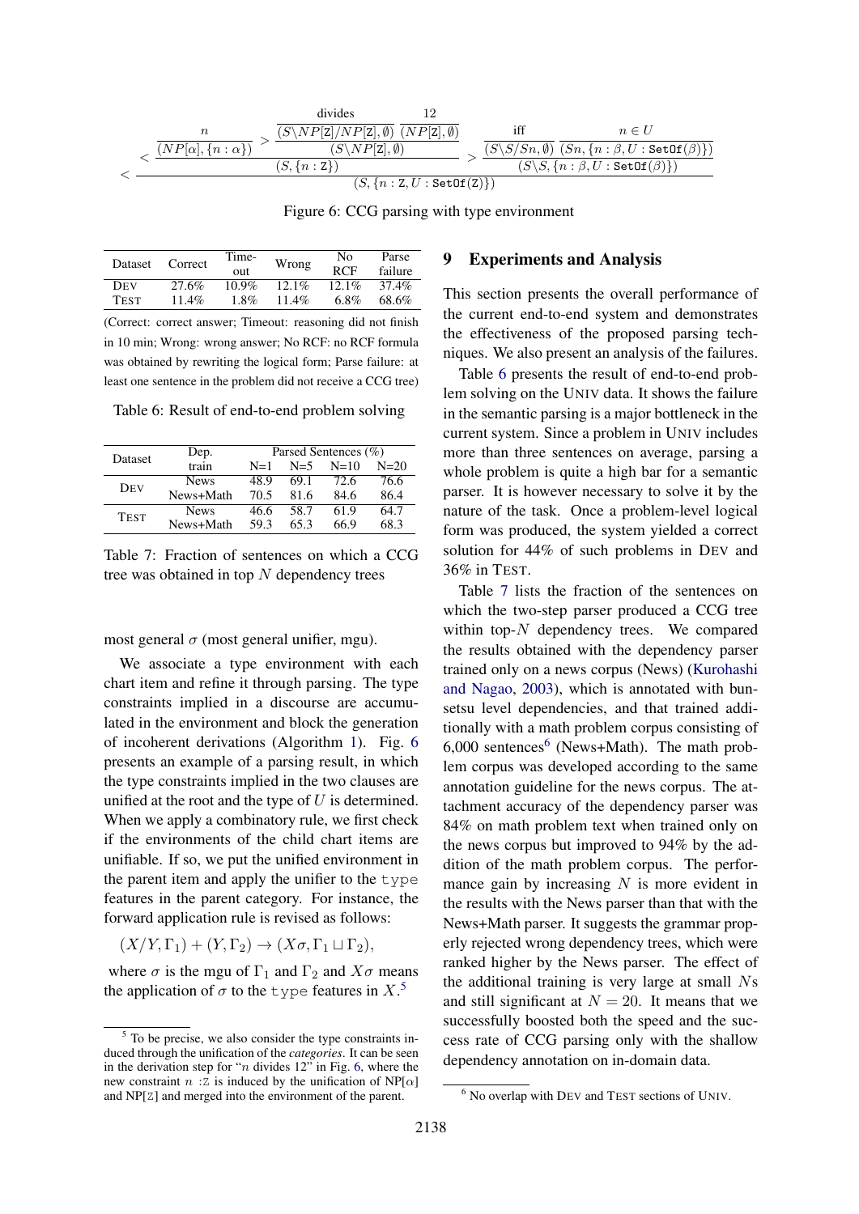$$
\dfrac{\dfrac{n}{(NP[\alpha], \{n:\alpha\})} \quad \dfrac{\dfrac{\text{divides}}{(S\backslash NP[\mathtt{Z}]/NP[\mathtt{Z}], \emptyset)} \quad \dfrac{12}{(NP[\mathtt{Z}], \emptyset)}}{(S\backslash NP[\mathtt{Z}], \emptyset)}>}{(S, \{n:\mathtt{Z}\})}< \quad \dfrac{\dfrac{\text{iff}}{(S\backslash S/Sn, \emptyset)} \quad \dfrac{n \in U}{(Sn, \{n:\beta, U:\mathtt{SetOf}(\beta)\})}}{(S\backslash S, \{n:\beta, U:\mathtt{SetOf}(\beta)\})}>
$$

$$
< \; (S, \{n:\mathtt{Z}, U:\mathtt{SetOf}(\mathtt{Z})\})
$$

Figure 6: CCG parsing with type environment

| Dataset | Correct | Time-out | Wrong | No RCF | Parse failure |
|---|---|---|---|---|---|
| DEV | 27.6% | 10.9% | 12.1% | 12.1% | 37.4% |
| TEST | 11.4% | 1.8% | 11.4% | 6.8% | 68.6% |

(Correct: correct answer; Timeout: reasoning did not finish in 10 min; Wrong: wrong answer; No RCF: no RCF formula was obtained by rewriting the logical form; Parse failure: at least one sentence in the problem did not receive a CCG tree)

Table 6: Result of end-to-end problem solving

| Dataset | Dep. train | Parsed Sentences (%) | | | |
|---|---|---|---|---|---|
| | | N=1 | N=5 | N=10 | N=20 |
| DEV | News | 48.9 | 69.1 | 72.6 | 76.6 |
| | News+Math | 70.5 | 81.6 | 84.6 | 86.4 |
| TEST | News | 46.6 | 58.7 | 61.9 | 64.7 |
| | News+Math | 59.3 | 65.3 | 66.9 | 68.3 |

Table 7: Fraction of sentences on which a CCG tree was obtained in top $N$ dependency trees

most general $\sigma$ (most general unifier, mgu).

We associate a type environment with each chart item and refine it through parsing. The type constraints implied in a discourse are accumulated in the environment and block the generation of incoherent derivations (Algorithm 1). Fig. 6 presents an example of a parsing result, in which the type constraints implied in the two clauses are unified at the root and the type of $U$ is determined. When we apply a combinatory rule, we first check if the environments of the child chart items are unifiable. If so, we put the unified environment in the parent item and apply the unifier to the `type` features in the parent category. For instance, the forward application rule is revised as follows:

$$(X/Y, \Gamma_1) + (Y, \Gamma_2) \rightarrow (X\sigma, \Gamma_1 \sqcup \Gamma_2),$$

where $\sigma$ is the mgu of $\Gamma_1$ and $\Gamma_2$ and $X\sigma$ means the application of $\sigma$ to the `type` features in $X$.[5]

[5] To be precise, we also consider the type constraints induced through the unification of the *categories*. It can be seen in the derivation step for "$n$ divides 12" in Fig. 6, where the new constraint $n:\mathtt{Z}$ is induced by the unification of NP[$\alpha$] and NP[Z] and merged into the environment of the parent.

## 9 Experiments and Analysis

This section presents the overall performance of the current end-to-end system and demonstrates the effectiveness of the proposed parsing techniques. We also present an analysis of the failures.

Table 6 presents the result of end-to-end problem solving on the UNIV data. It shows the failure in the semantic parsing is a major bottleneck in the current system. Since a problem in UNIV includes more than three sentences on average, parsing a whole problem is quite a high bar for a semantic parser. It is however necessary to solve it by the nature of the task. Once a problem-level logical form was produced, the system yielded a correct solution for 44% of such problems in DEV and 36% in TEST.

Table 7 lists the fraction of the sentences on which the two-step parser produced a CCG tree within top-$N$ dependency trees. We compared the results obtained with the dependency parser trained only on a news corpus (News) (Kurohashi and Nagao, 2003), which is annotated with bunsetsu level dependencies, and that trained additionally with a math problem corpus consisting of 6,000 sentences[6] (News+Math). The math problem corpus was developed according to the same annotation guideline for the news corpus. The attachment accuracy of the dependency parser was 84% on math problem text when trained only on the news corpus but improved to 94% by the addition of the math problem corpus. The performance gain by increasing $N$ is more evident in the results with the News parser than that with the News+Math parser. It suggests the grammar properly rejected wrong dependency trees, which were ranked higher by the News parser. The effect of the additional training is very large at small $N$s and still significant at $N = 20$. It means that we successfully boosted both the speed and the success rate of CCG parsing only with the shallow dependency annotation on in-domain data.

[6] No overlap with DEV and TEST sections of UNIV.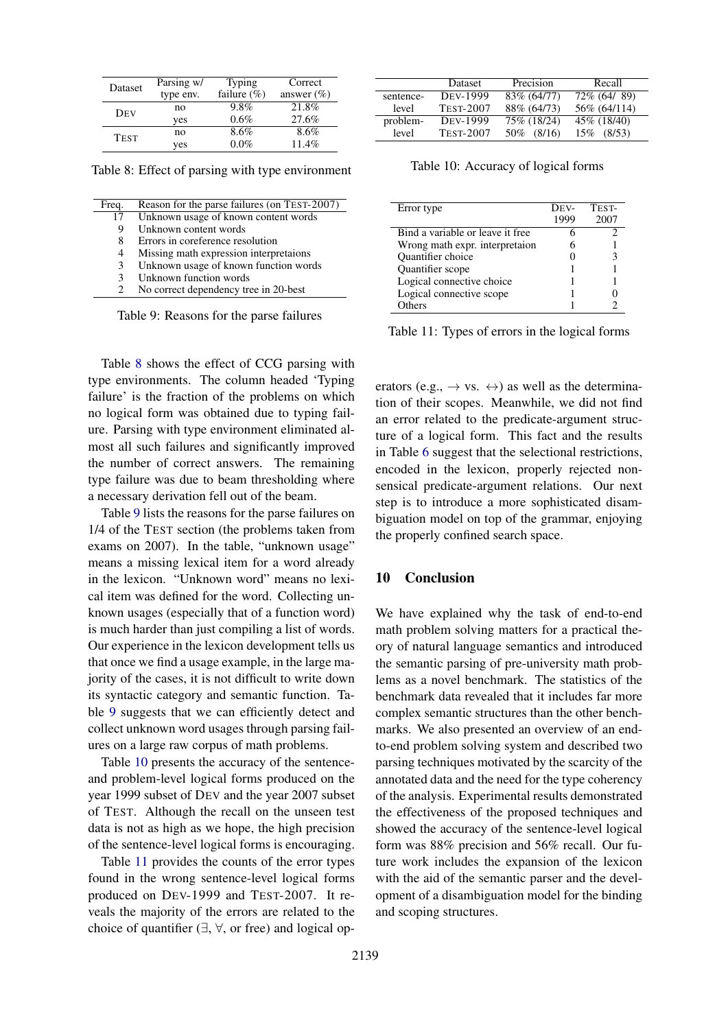| Dataset | Parsing w/ type env. | Typing failure (%) | Correct answer (%) |
|---|---|---|---|
| DEV | no | 9.8% | 21.8% |
| | yes | 0.6% | 27.6% |
| TEST | no | 8.6% | 8.6% |
| | yes | 0.0% | 11.4% |

Table 8: Effect of parsing with type environment

| Freq. | Reason for the parse failures (on TEST-2007) |
|---|---|
| 17 | Unknown usage of known content words |
| 9 | Unknown content words |
| 8 | Errors in coreference resolution |
| 4 | Missing math expression interpretaions |
| 3 | Unknown usage of known function words |
| 3 | Unknown function words |
| 2 | No correct dependency tree in 20-best |

Table 9: Reasons for the parse failures

Table 8 shows the effect of CCG parsing with type environments. The column headed 'Typing failure' is the fraction of the problems on which no logical form was obtained due to typing failure. Parsing with type environment eliminated almost all such failures and significantly improved the number of correct answers. The remaining type failure was due to beam thresholding where a necessary derivation fell out of the beam.

Table 9 lists the reasons for the parse failures on 1/4 of the TEST section (the problems taken from exams on 2007). In the table, "unknown usage" means a missing lexical item for a word already in the lexicon. "Unknown word" means no lexical item was defined for the word. Collecting unknown usages (especially that of a function word) is much harder than just compiling a list of words. Our experience in the lexicon development tells us that once we find a usage example, in the large majority of the cases, it is not difficult to write down its syntactic category and semantic function. Table 9 suggests that we can efficiently detect and collect unknown word usages through parsing failures on a large raw corpus of math problems.

Table 10 presents the accuracy of the sentence- and problem-level logical forms produced on the year 1999 subset of DEV and the year 2007 subset of TEST. Although the recall on the unseen test data is not as high as we hope, the high precision of the sentence-level logical forms is encouraging.

Table 11 provides the counts of the error types found in the wrong sentence-level logical forms produced on DEV-1999 and TEST-2007. It reveals the majority of the errors are related to the choice of quantifier ($\exists$, $\forall$, or free) and logical operators (e.g., $\rightarrow$ vs. $\leftrightarrow$) as well as the determination of their scopes. Meanwhile, we did not find an error related to the predicate-argument structure of a logical form. This fact and the results in Table 6 suggest that the selectional restrictions, encoded in the lexicon, properly rejected nonsensical predicate-argument relations. Our next step is to introduce a more sophisticated disambiguation model on top of the grammar, enjoying the properly confined search space.

| | Dataset | Precision | Recall |
|---|---|---|---|
| sentence-level | DEV-1999 | 83% (64/77) | 72% (64/ 89) |
| | TEST-2007 | 88% (64/73) | 56% (64/114) |
| problem-level | DEV-1999 | 75% (18/24) | 45% (18/40) |
| | TEST-2007 | 50% (8/16) | 15% (8/53) |

Table 10: Accuracy of logical forms

| Error type | DEV-1999 | TEST-2007 |
|---|---|---|
| Bind a variable or leave it free | 6 | 2 |
| Wrong math expr. interpretaion | 6 | 1 |
| Quantifier choice | 0 | 3 |
| Quantifier scope | 1 | 1 |
| Logical connective choice | 1 | 1 |
| Logical connective scope | 1 | 0 |
| Others | 1 | 2 |

Table 11: Types of errors in the logical forms

## 10 Conclusion

We have explained why the task of end-to-end math problem solving matters for a practical theory of natural language semantics and introduced the semantic parsing of pre-university math problems as a novel benchmark. The statistics of the benchmark data revealed that it includes far more complex semantic structures than the other benchmarks. We also presented an overview of an end-to-end problem solving system and described two parsing techniques motivated by the scarcity of the annotated data and the need for the type coherency of the analysis. Experimental results demonstrated the effectiveness of the proposed techniques and showed the accuracy of the sentence-level logical form was 88% precision and 56% recall. Our future work includes the expansion of the lexicon with the aid of the semantic parser and the development of a disambiguation model for the binding and scoping structures.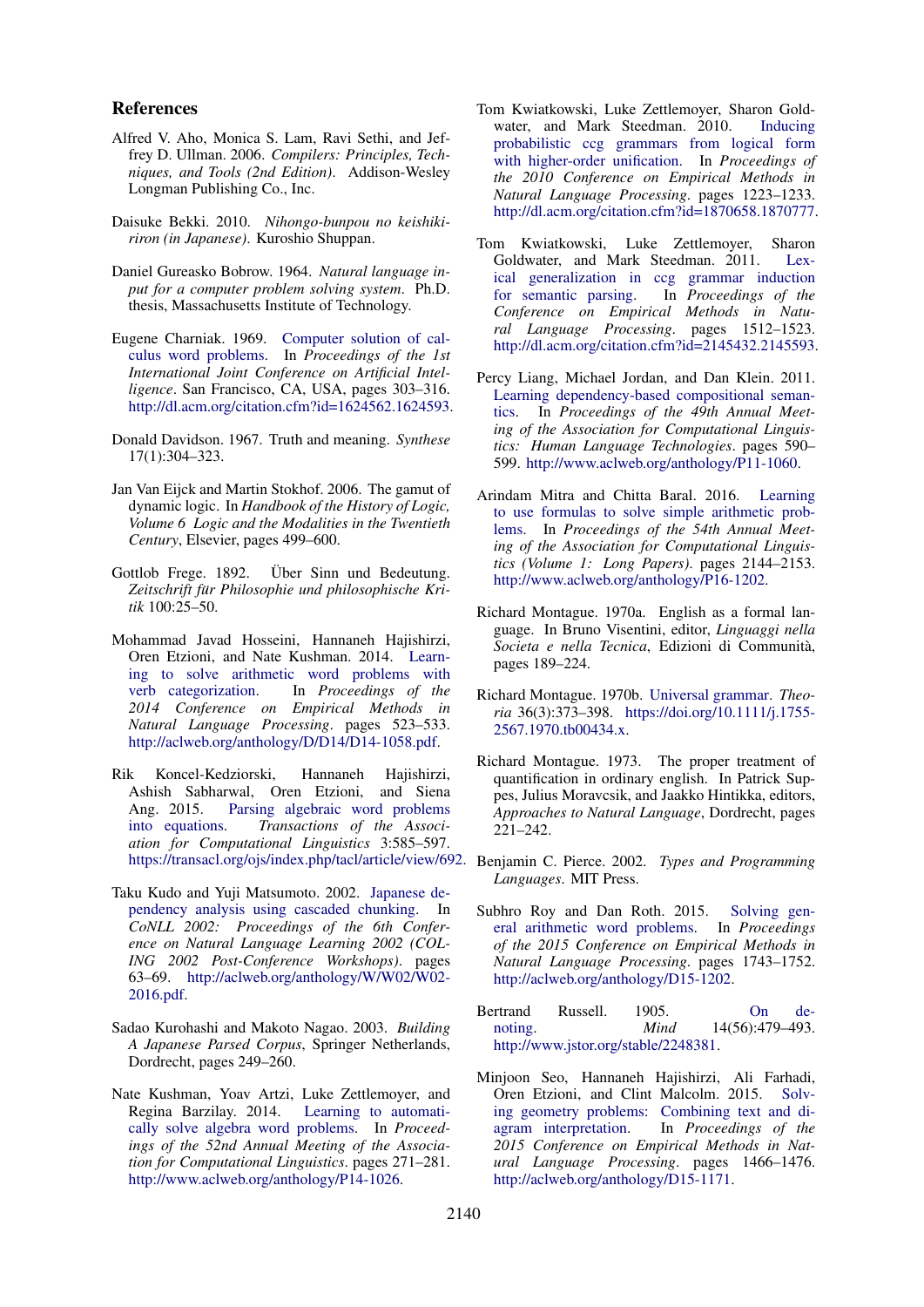## References

Alfred V. Aho, Monica S. Lam, Ravi Sethi, and Jeffrey D. Ullman. 2006. *Compilers: Principles, Techniques, and Tools (2nd Edition)*. Addison-Wesley Longman Publishing Co., Inc.

Daisuke Bekki. 2010. *Nihongo-bunpou no keishikiriron (in Japanese)*. Kuroshio Shuppan.

Daniel Gureasko Bobrow. 1964. *Natural language input for a computer problem solving system*. Ph.D. thesis, Massachusetts Institute of Technology.

Eugene Charniak. 1969. Computer solution of calculus word problems. In *Proceedings of the 1st International Joint Conference on Artificial Intelligence*. San Francisco, CA, USA, pages 303–316. http://dl.acm.org/citation.cfm?id=1624562.1624593.

Donald Davidson. 1967. Truth and meaning. *Synthese* 17(1):304–323.

Jan Van Eijck and Martin Stokhof. 2006. The gamut of dynamic logic. In *Handbook of the History of Logic, Volume 6 Logic and the Modalities in the Twentieth Century*, Elsevier, pages 499–600.

Gottlob Frege. 1892. Über Sinn und Bedeutung. *Zeitschrift für Philosophie und philosophische Kritik* 100:25–50.

Mohammad Javad Hosseini, Hannaneh Hajishirzi, Oren Etzioni, and Nate Kushman. 2014. Learning to solve arithmetic word problems with verb categorization. In *Proceedings of the 2014 Conference on Empirical Methods in Natural Language Processing*. pages 523–533. http://aclweb.org/anthology/D/D14/D14-1058.pdf.

Rik Koncel-Kedziorski, Hannaneh Hajishirzi, Ashish Sabharwal, Oren Etzioni, and Siena Ang. 2015. Parsing algebraic word problems into equations. *Transactions of the Association for Computational Linguistics* 3:585–597. https://transacl.org/ojs/index.php/tacl/article/view/692.

Taku Kudo and Yuji Matsumoto. 2002. Japanese dependency analysis using cascaded chunking. In *CoNLL 2002: Proceedings of the 6th Conference on Natural Language Learning 2002 (COLING 2002 Post-Conference Workshops)*. pages 63–69. http://aclweb.org/anthology/W/W02/W02-2016.pdf.

Sadao Kurohashi and Makoto Nagao. 2003. *Building A Japanese Parsed Corpus*, Springer Netherlands, Dordrecht, pages 249–260.

Nate Kushman, Yoav Artzi, Luke Zettlemoyer, and Regina Barzilay. 2014. Learning to automatically solve algebra word problems. In *Proceedings of the 52nd Annual Meeting of the Association for Computational Linguistics*. pages 271–281. http://www.aclweb.org/anthology/P14-1026.

Tom Kwiatkowski, Luke Zettlemoyer, Sharon Goldwater, and Mark Steedman. 2010. Inducing probabilistic ccg grammars from logical form with higher-order unification. In *Proceedings of the 2010 Conference on Empirical Methods in Natural Language Processing*. pages 1223–1233. http://dl.acm.org/citation.cfm?id=1870658.1870777.

Tom Kwiatkowski, Luke Zettlemoyer, Sharon Goldwater, and Mark Steedman. 2011. Lexical generalization in ccg grammar induction for semantic parsing. In *Proceedings of the Conference on Empirical Methods in Natural Language Processing*. pages 1512–1523. http://dl.acm.org/citation.cfm?id=2145432.2145593.

Percy Liang, Michael Jordan, and Dan Klein. 2011. Learning dependency-based compositional semantics. In *Proceedings of the 49th Annual Meeting of the Association for Computational Linguistics: Human Language Technologies*. pages 590–599. http://www.aclweb.org/anthology/P11-1060.

Arindam Mitra and Chitta Baral. 2016. Learning to use formulas to solve simple arithmetic problems. In *Proceedings of the 54th Annual Meeting of the Association for Computational Linguistics (Volume 1: Long Papers)*. pages 2144–2153. http://www.aclweb.org/anthology/P16-1202.

Richard Montague. 1970a. English as a formal language. In Bruno Visentini, editor, *Linguaggi nella Societa e nella Tecnica*, Edizioni di Communità, pages 189–224.

Richard Montague. 1970b. Universal grammar. *Theoria* 36(3):373–398. https://doi.org/10.1111/j.1755-2567.1970.tb00434.x.

Richard Montague. 1973. The proper treatment of quantification in ordinary english. In Patrick Suppes, Julius Moravcsik, and Jaakko Hintikka, editors, *Approaches to Natural Language*, Dordrecht, pages 221–242.

Benjamin C. Pierce. 2002. *Types and Programming Languages*. MIT Press.

Subhro Roy and Dan Roth. 2015. Solving general arithmetic word problems. In *Proceedings of the 2015 Conference on Empirical Methods in Natural Language Processing*. pages 1743–1752. http://aclweb.org/anthology/D15-1202.

Bertrand Russell. 1905. On denoting. *Mind* 14(56):479–493. http://www.jstor.org/stable/2248381.

Minjoon Seo, Hannaneh Hajishirzi, Ali Farhadi, Oren Etzioni, and Clint Malcolm. 2015. Solving geometry problems: Combining text and diagram interpretation. In *Proceedings of the 2015 Conference on Empirical Methods in Natural Language Processing*. pages 1466–1476. http://aclweb.org/anthology/D15-1171.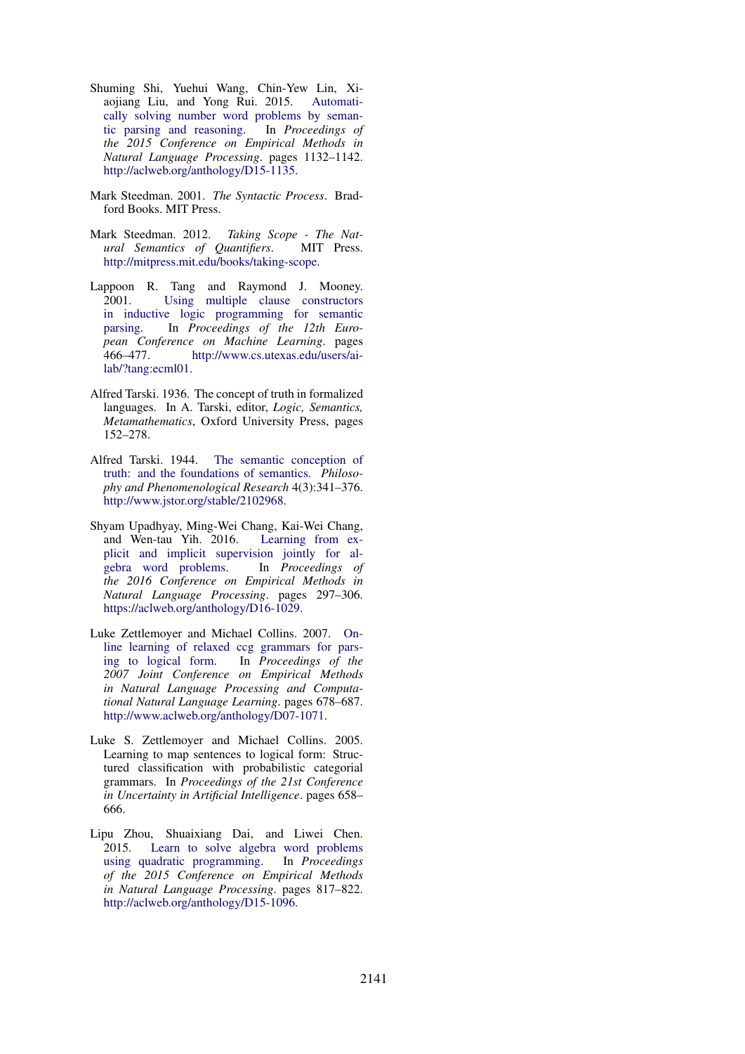Shuming Shi, Yuehui Wang, Chin-Yew Lin, Xiaojiang Liu, and Yong Rui. 2015. Automatically solving number word problems by semantic parsing and reasoning. In *Proceedings of the 2015 Conference on Empirical Methods in Natural Language Processing*. pages 1132–1142. http://aclweb.org/anthology/D15-1135.

Mark Steedman. 2001. *The Syntactic Process*. Bradford Books. MIT Press.

Mark Steedman. 2012. *Taking Scope - The Natural Semantics of Quantifiers*. MIT Press. http://mitpress.mit.edu/books/taking-scope.

Lappoon R. Tang and Raymond J. Mooney. 2001. Using multiple clause constructors in inductive logic programming for semantic parsing. In *Proceedings of the 12th European Conference on Machine Learning*. pages 466–477. http://www.cs.utexas.edu/users/ai-lab/?tang:ecml01.

Alfred Tarski. 1936. The concept of truth in formalized languages. In A. Tarski, editor, *Logic, Semantics, Metamathematics*, Oxford University Press, pages 152–278.

Alfred Tarski. 1944. The semantic conception of truth: and the foundations of semantics. *Philosophy and Phenomenological Research* 4(3):341–376. http://www.jstor.org/stable/2102968.

Shyam Upadhyay, Ming-Wei Chang, Kai-Wei Chang, and Wen-tau Yih. 2016. Learning from explicit and implicit supervision jointly for algebra word problems. In *Proceedings of the 2016 Conference on Empirical Methods in Natural Language Processing*. pages 297–306. https://aclweb.org/anthology/D16-1029.

Luke Zettlemoyer and Michael Collins. 2007. Online learning of relaxed ccg grammars for parsing to logical form. In *Proceedings of the 2007 Joint Conference on Empirical Methods in Natural Language Processing and Computational Natural Language Learning*. pages 678–687. http://www.aclweb.org/anthology/D07-1071.

Luke S. Zettlemoyer and Michael Collins. 2005. Learning to map sentences to logical form: Structured classification with probabilistic categorial grammars. In *Proceedings of the 21st Conference in Uncertainty in Artificial Intelligence*. pages 658–666.

Lipu Zhou, Shuaixiang Dai, and Liwei Chen. 2015. Learn to solve algebra word problems using quadratic programming. In *Proceedings of the 2015 Conference on Empirical Methods in Natural Language Processing*. pages 817–822. http://aclweb.org/anthology/D15-1096.